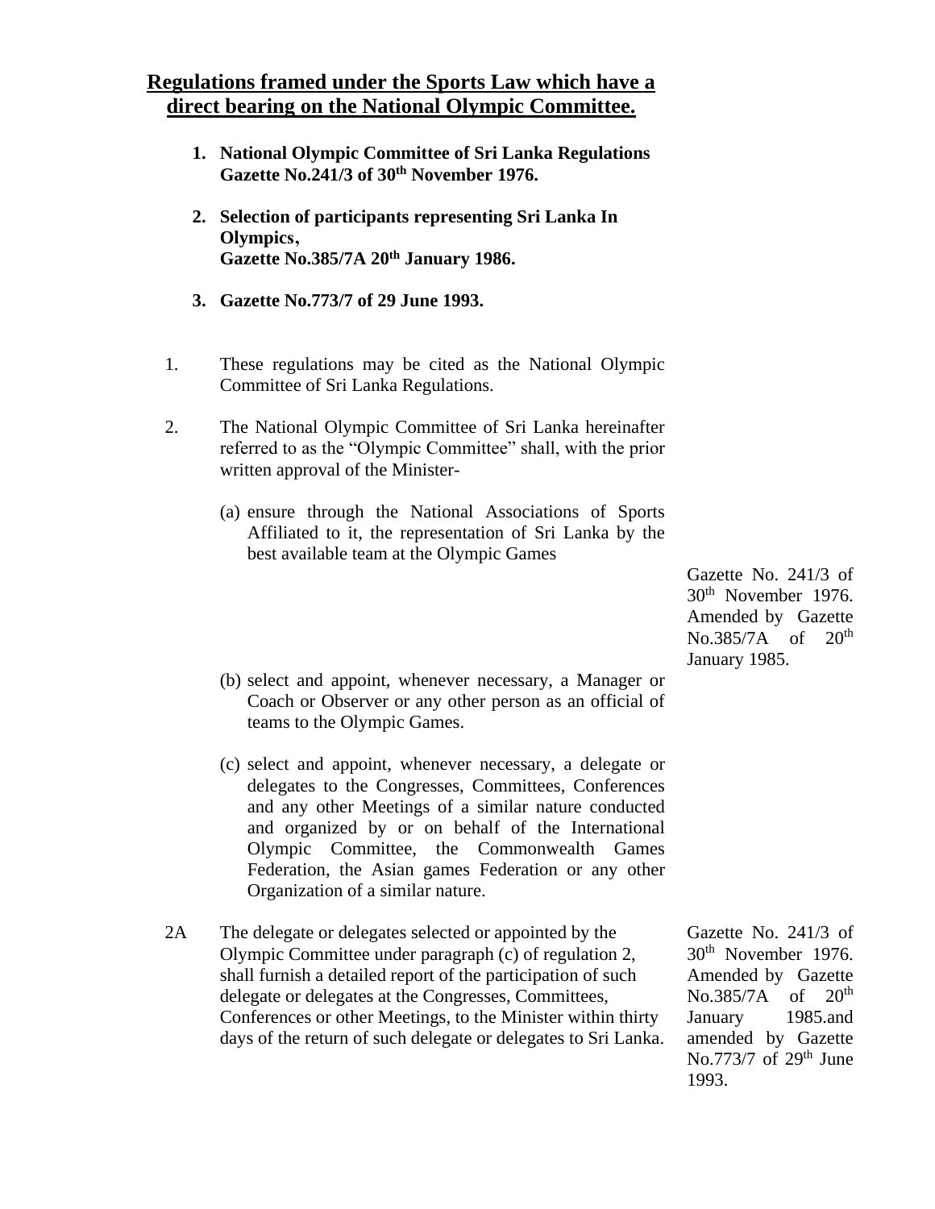## Regulations framed under the Sports Law which have a direct bearing on the National Olympic Committee.

1. **National Olympic Committee of Sri Lanka Regulations Gazette No.241/3 of 30th November 1976.**

2. **Selection of participants representing Sri Lanka In Olympics, Gazette No.385/7A 20th January 1986.**

3. **Gazette No.773/7 of 29 June 1993.**

1. These regulations may be cited as the National Olympic Committee of Sri Lanka Regulations.

2. The National Olympic Committee of Sri Lanka hereinafter referred to as the "Olympic Committee" shall, with the prior written approval of the Minister-

   (a) ensure through the National Associations of Sports Affiliated to it, the representation of Sri Lanka by the best available team at the Olympic Games

   Gazette No. 241/3 of 30th November 1976. Amended by Gazette No.385/7A of 20th January 1985.

   (b) select and appoint, whenever necessary, a Manager or Coach or Observer or any other person as an official of teams to the Olympic Games.

   (c) select and appoint, whenever necessary, a delegate or delegates to the Congresses, Committees, Conferences and any other Meetings of a similar nature conducted and organized by or on behalf of the International Olympic Committee, the Commonwealth Games Federation, the Asian games Federation or any other Organization of a similar nature.

2A The delegate or delegates selected or appointed by the Olympic Committee under paragraph (c) of regulation 2, shall furnish a detailed report of the participation of such delegate or delegates at the Congresses, Committees, Conferences or other Meetings, to the Minister within thirty days of the return of such delegate or delegates to Sri Lanka.

Gazette No. 241/3 of 30th November 1976. Amended by Gazette No.385/7A of 20th January 1985.and amended by Gazette No.773/7 of 29th June 1993.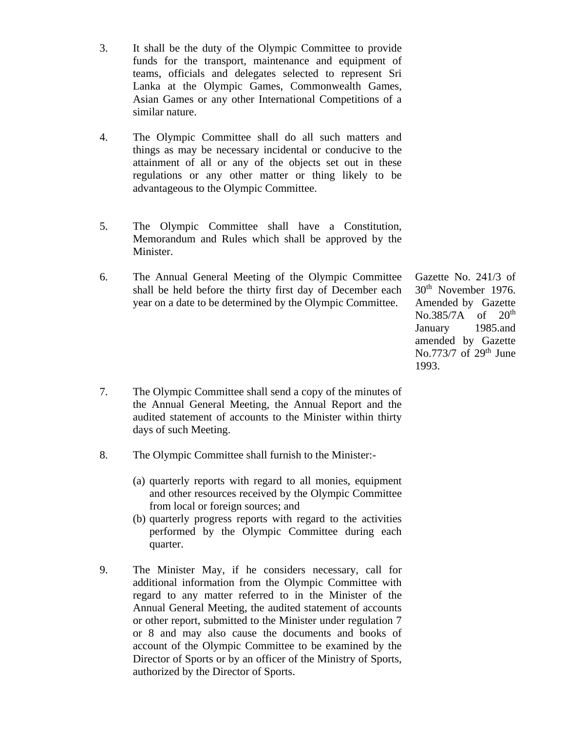3. It shall be the duty of the Olympic Committee to provide funds for the transport, maintenance and equipment of teams, officials and delegates selected to represent Sri Lanka at the Olympic Games, Commonwealth Games, Asian Games or any other International Competitions of a similar nature.

4. The Olympic Committee shall do all such matters and things as may be necessary incidental or conducive to the attainment of all or any of the objects set out in these regulations or any other matter or thing likely to be advantageous to the Olympic Committee.

5. The Olympic Committee shall have a Constitution, Memorandum and Rules which shall be approved by the Minister.

6. The Annual General Meeting of the Olympic Committee shall be held before the thirty first day of December each year on a date to be determined by the Olympic Committee.

Gazette No. 241/3 of 30th November 1976. Amended by Gazette No.385/7A of 20th January 1985.and amended by Gazette No.773/7 of 29th June 1993.

7. The Olympic Committee shall send a copy of the minutes of the Annual General Meeting, the Annual Report and the audited statement of accounts to the Minister within thirty days of such Meeting.

8. The Olympic Committee shall furnish to the Minister:-

   (a) quarterly reports with regard to all monies, equipment and other resources received by the Olympic Committee from local or foreign sources; and
   (b) quarterly progress reports with regard to the activities performed by the Olympic Committee during each quarter.

9. The Minister May, if he considers necessary, call for additional information from the Olympic Committee with regard to any matter referred to in the Minister of the Annual General Meeting, the audited statement of accounts or other report, submitted to the Minister under regulation 7 or 8 and may also cause the documents and books of account of the Olympic Committee to be examined by the Director of Sports or by an officer of the Ministry of Sports, authorized by the Director of Sports.